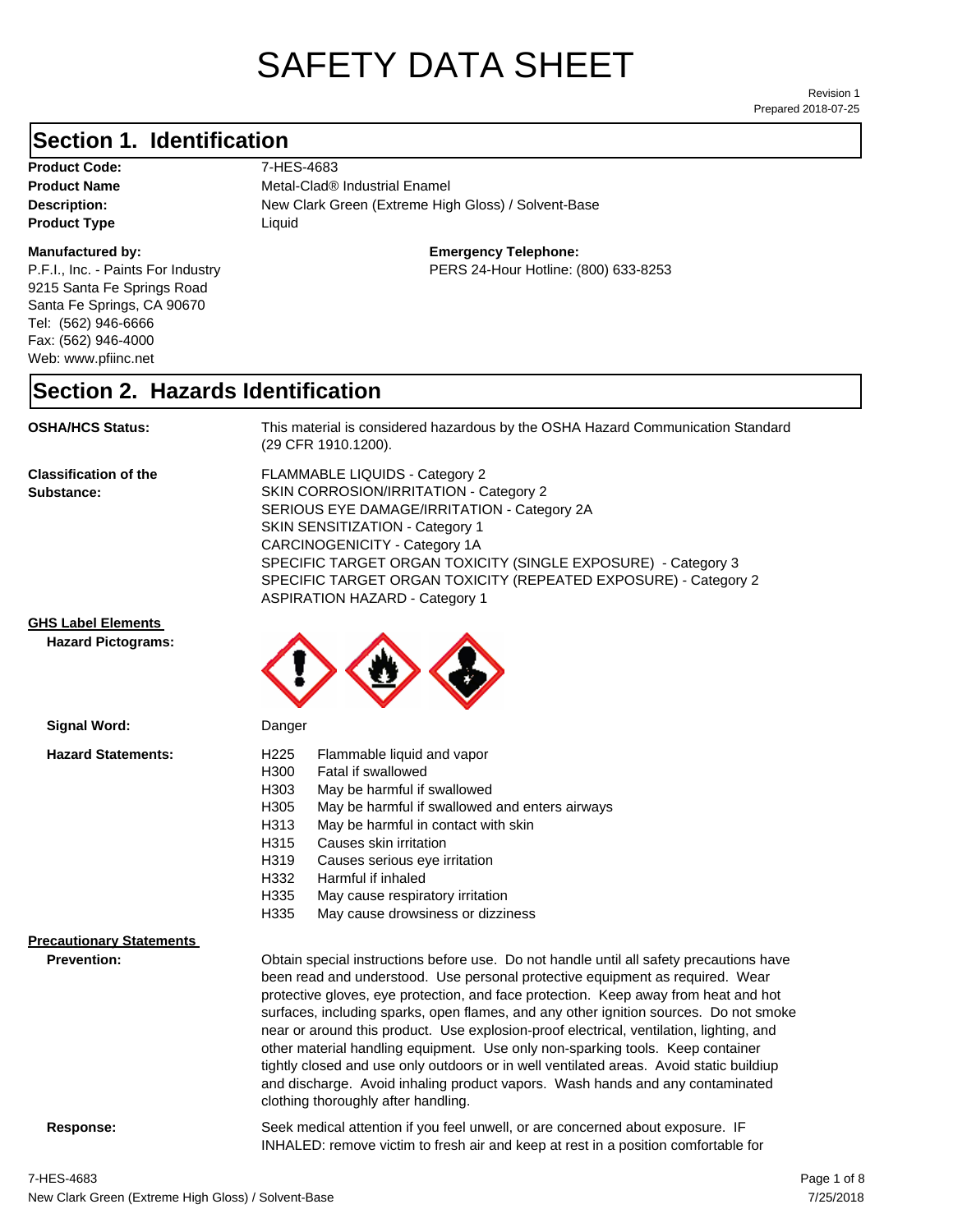# SAFETY DATA SHEET

Revision 1
Prepared 2018-07-25

## Section 1. Identification

**Product Code:** 7-HES-4683
**Product Name** Metal-Clad® Industrial Enamel
**Description:** New Clark Green (Extreme High Gloss) / Solvent-Base
**Product Type** Liquid

**Manufactured by:**
P.F.I., Inc. - Paints For Industry
9215 Santa Fe Springs Road
Santa Fe Springs, CA 90670
Tel: (562) 946-6666
Fax: (562) 946-4000
Web: www.pfiinc.net

**Emergency Telephone:**
PERS 24-Hour Hotline: (800) 633-8253

## Section 2. Hazards Identification

**OSHA/HCS Status:** This material is considered hazardous by the OSHA Hazard Communication Standard (29 CFR 1910.1200).

**Classification of the Substance:**
FLAMMABLE LIQUIDS - Category 2
SKIN CORROSION/IRRITATION - Category 2
SERIOUS EYE DAMAGE/IRRITATION - Category 2A
SKIN SENSITIZATION - Category 1
CARCINOGENICITY - Category 1A
SPECIFIC TARGET ORGAN TOXICITY (SINGLE EXPOSURE) - Category 3
SPECIFIC TARGET ORGAN TOXICITY (REPEATED EXPOSURE) - Category 2
ASPIRATION HAZARD - Category 1

**GHS Label Elements**

**Hazard Pictograms:**

**Signal Word:** Danger

**Hazard Statements:**

H225 Flammable liquid and vapor
H300 Fatal if swallowed
H303 May be harmful if swallowed
H305 May be harmful if swallowed and enters airways
H313 May be harmful in contact with skin
H315 Causes skin irritation
H319 Causes serious eye irritation
H332 Harmful if inhaled
H335 May cause respiratory irritation
H335 May cause drowsiness or dizziness

**Precautionary Statements**

**Prevention:** Obtain special instructions before use. Do not handle until all safety precautions have been read and understood. Use personal protective equipment as required. Wear protective gloves, eye protection, and face protection. Keep away from heat and hot surfaces, including sparks, open flames, and any other ignition sources. Do not smoke near or around this product. Use explosion-proof electrical, ventilation, lighting, and other material handling equipment. Use only non-sparking tools. Keep container tightly closed and use only outdoors or in well ventilated areas. Avoid static buildiup and discharge. Avoid inhaling product vapors. Wash hands and any contaminated clothing thoroughly after handling.

**Response:** Seek medical attention if you feel unwell, or are concerned about exposure. IF INHALED: remove victim to fresh air and keep at rest in a position comfortable for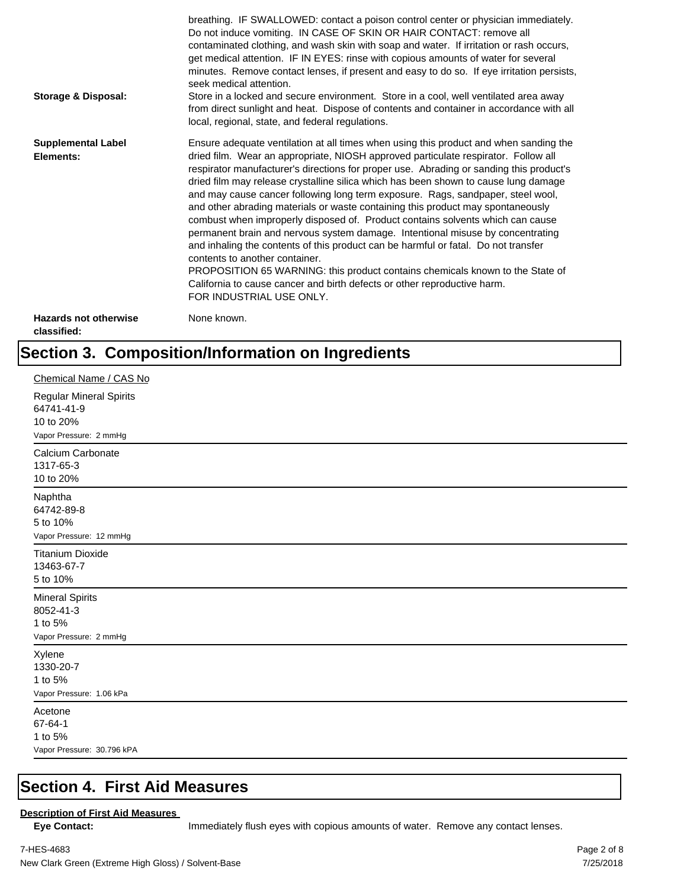breathing. IF SWALLOWED: contact a poison control center or physician immediately. Do not induce vomiting. IN CASE OF SKIN OR HAIR CONTACT: remove all contaminated clothing, and wash skin with soap and water. If irritation or rash occurs, get medical attention. IF IN EYES: rinse with copious amounts of water for several minutes. Remove contact lenses, if present and easy to do so. If eye irritation persists, seek medical attention.

**Storage & Disposal:** Store in a locked and secure environment. Store in a cool, well ventilated area away from direct sunlight and heat. Dispose of contents and container in accordance with all local, regional, state, and federal regulations.

**Supplemental Label Elements:** Ensure adequate ventilation at all times when using this product and when sanding the dried film. Wear an appropriate, NIOSH approved particulate respirator. Follow all respirator manufacturer's directions for proper use. Abrading or sanding this product's dried film may release crystalline silica which has been shown to cause lung damage and may cause cancer following long term exposure. Rags, sandpaper, steel wool, and other abrading materials or waste containing this product may spontaneously combust when improperly disposed of. Product contains solvents which can cause permanent brain and nervous system damage. Intentional misuse by concentrating and inhaling the contents of this product can be harmful or fatal. Do not transfer contents to another container.
PROPOSITION 65 WARNING: this product contains chemicals known to the State of California to cause cancer and birth defects or other reproductive harm.
FOR INDUSTRIAL USE ONLY.

**Hazards not otherwise classified:** None known.

# Section 3. Composition/Information on Ingredients

Chemical Name / CAS No

Regular Mineral Spirits
64741-41-9
10 to 20%
Vapor Pressure: 2 mmHg

---

Calcium Carbonate
1317-65-3
10 to 20%

---

Naphtha
64742-89-8
5 to 10%
Vapor Pressure: 12 mmHg

---

Titanium Dioxide
13463-67-7
5 to 10%

---

Mineral Spirits
8052-41-3
1 to 5%
Vapor Pressure: 2 mmHg

---

Xylene
1330-20-7
1 to 5%
Vapor Pressure: 1.06 kPa

---

Acetone
67-64-1
1 to 5%
Vapor Pressure: 30.796 kPA

---

# Section 4. First Aid Measures

**Description of First Aid Measures**

**Eye Contact:** Immediately flush eyes with copious amounts of water. Remove any contact lenses.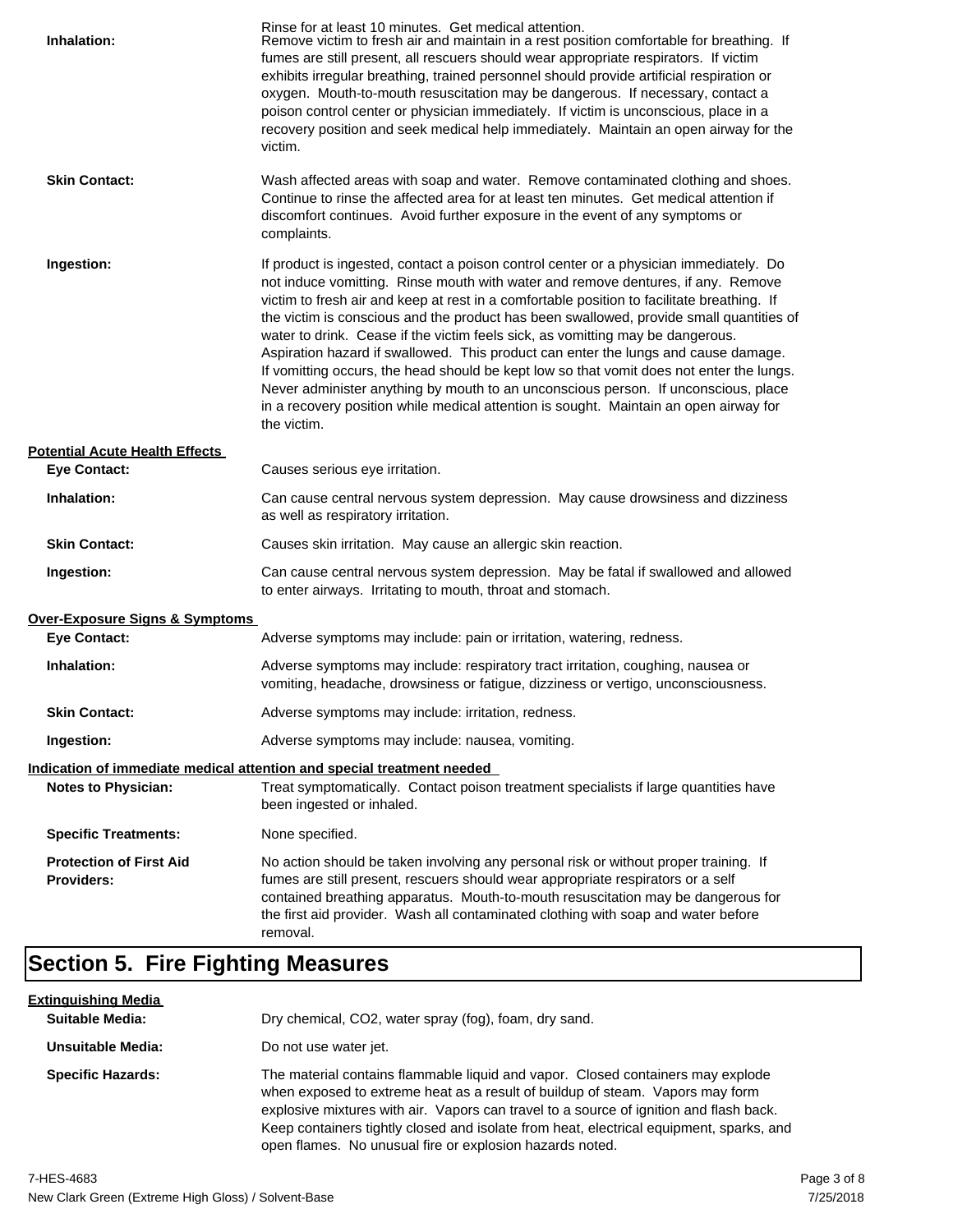Rinse for at least 10 minutes. Get medical attention.

**Inhalation:** Remove victim to fresh air and maintain in a rest position comfortable for breathing. If fumes are still present, all rescuers should wear appropriate respirators. If victim exhibits irregular breathing, trained personnel should provide artificial respiration or oxygen. Mouth-to-mouth resuscitation may be dangerous. If necessary, contact a poison control center or physician immediately. If victim is unconscious, place in a recovery position and seek medical help immediately. Maintain an open airway for the victim.

**Skin Contact:** Wash affected areas with soap and water. Remove contaminated clothing and shoes. Continue to rinse the affected area for at least ten minutes. Get medical attention if discomfort continues. Avoid further exposure in the event of any symptoms or complaints.

**Ingestion:** If product is ingested, contact a poison control center or a physician immediately. Do not induce vomitting. Rinse mouth with water and remove dentures, if any. Remove victim to fresh air and keep at rest in a comfortable position to facilitate breathing. If the victim is conscious and the product has been swallowed, provide small quantities of water to drink. Cease if the victim feels sick, as vomitting may be dangerous. Aspiration hazard if swallowed. This product can enter the lungs and cause damage. If vomitting occurs, the head should be kept low so that vomit does not enter the lungs. Never administer anything by mouth to an unconscious person. If unconscious, place in a recovery position while medical attention is sought. Maintain an open airway for the victim.

**Potential Acute Health Effects**

**Eye Contact:** Causes serious eye irritation.

**Inhalation:** Can cause central nervous system depression. May cause drowsiness and dizziness as well as respiratory irritation.

**Skin Contact:** Causes skin irritation. May cause an allergic skin reaction.

**Ingestion:** Can cause central nervous system depression. May be fatal if swallowed and allowed to enter airways. Irritating to mouth, throat and stomach.

**Over-Exposure Signs & Symptoms**

**Eye Contact:** Adverse symptoms may include: pain or irritation, watering, redness.

**Inhalation:** Adverse symptoms may include: respiratory tract irritation, coughing, nausea or vomiting, headache, drowsiness or fatigue, dizziness or vertigo, unconsciousness.

**Skin Contact:** Adverse symptoms may include: irritation, redness.

**Ingestion:** Adverse symptoms may include: nausea, vomiting.

**Indication of immediate medical attention and special treatment needed**

**Notes to Physician:** Treat symptomatically. Contact poison treatment specialists if large quantities have been ingested or inhaled.

**Specific Treatments:** None specified.

**Protection of First Aid Providers:** No action should be taken involving any personal risk or without proper training. If fumes are still present, rescuers should wear appropriate respirators or a self contained breathing apparatus. Mouth-to-mouth resuscitation may be dangerous for the first aid provider. Wash all contaminated clothing with soap and water before removal.

# Section 5. Fire Fighting Measures

**Extinguishing Media**

**Suitable Media:** Dry chemical, $CO_2$, water spray (fog), foam, dry sand.

**Unsuitable Media:** Do not use water jet.

**Specific Hazards:** The material contains flammable liquid and vapor. Closed containers may explode when exposed to extreme heat as a result of buildup of steam. Vapors may form explosive mixtures with air. Vapors can travel to a source of ignition and flash back. Keep containers tightly closed and isolate from heat, electrical equipment, sparks, and open flames. No unusual fire or explosion hazards noted.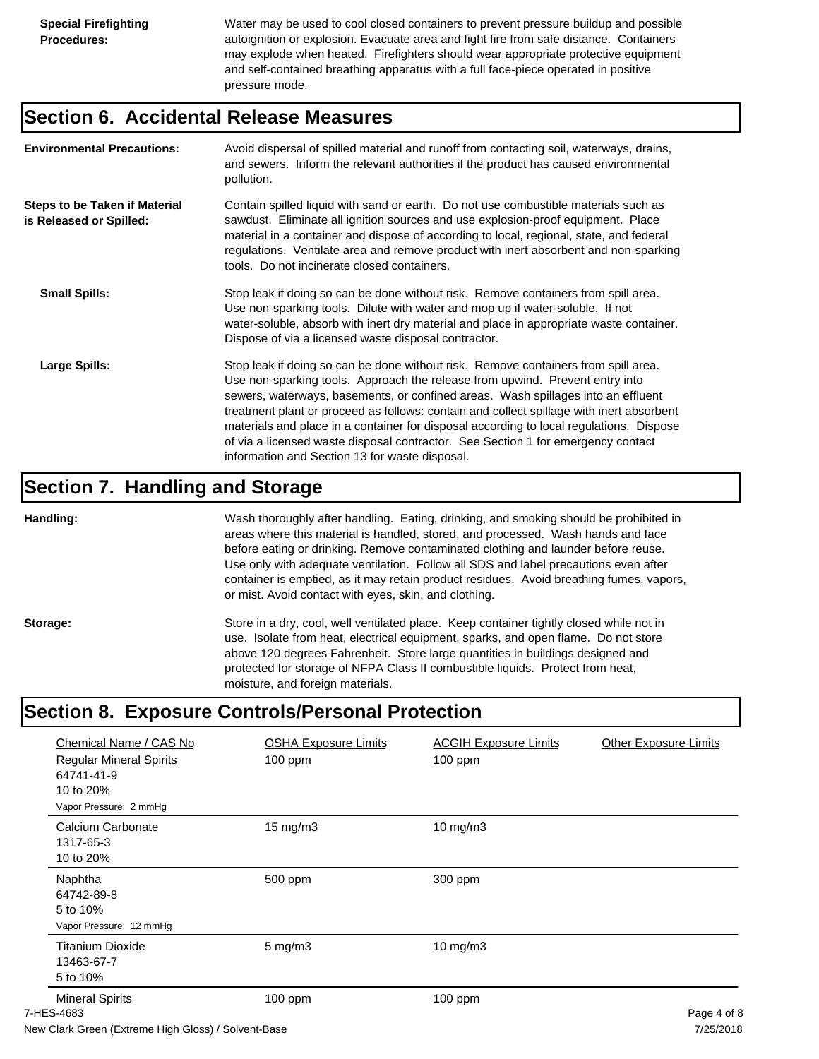**Special Firefighting Procedures:** Water may be used to cool closed containers to prevent pressure buildup and possible autoignition or explosion. Evacuate area and fight fire from safe distance. Containers may explode when heated. Firefighters should wear appropriate protective equipment and self-contained breathing apparatus with a full face-piece operated in positive pressure mode.

## Section 6. Accidental Release Measures

**Environmental Precautions:** Avoid dispersal of spilled material and runoff from contacting soil, waterways, drains, and sewers. Inform the relevant authorities if the product has caused environmental pollution.

**Steps to be Taken if Material is Released or Spilled:** Contain spilled liquid with sand or earth. Do not use combustible materials such as sawdust. Eliminate all ignition sources and use explosion-proof equipment. Place material in a container and dispose of according to local, regional, state, and federal regulations. Ventilate area and remove product with inert absorbent and non-sparking tools. Do not incinerate closed containers.

**Small Spills:** Stop leak if doing so can be done without risk. Remove containers from spill area. Use non-sparking tools. Dilute with water and mop up if water-soluble. If not water-soluble, absorb with inert dry material and place in appropriate waste container. Dispose of via a licensed waste disposal contractor.

**Large Spills:** Stop leak if doing so can be done without risk. Remove containers from spill area. Use non-sparking tools. Approach the release from upwind. Prevent entry into sewers, waterways, basements, or confined areas. Wash spillages into an effluent treatment plant or proceed as follows: contain and collect spillage with inert absorbent materials and place in a container for disposal according to local regulations. Dispose of via a licensed waste disposal contractor. See Section 1 for emergency contact information and Section 13 for waste disposal.

## Section 7. Handling and Storage

**Handling:** Wash thoroughly after handling. Eating, drinking, and smoking should be prohibited in areas where this material is handled, stored, and processed. Wash hands and face before eating or drinking. Remove contaminated clothing and launder before reuse. Use only with adequate ventilation. Follow all SDS and label precautions even after container is emptied, as it may retain product residues. Avoid breathing fumes, vapors, or mist. Avoid contact with eyes, skin, and clothing.

**Storage:** Store in a dry, cool, well ventilated place. Keep container tightly closed while not in use. Isolate from heat, electrical equipment, sparks, and open flame. Do not store above 120 degrees Fahrenheit. Store large quantities in buildings designed and protected for storage of NFPA Class II combustible liquids. Protect from heat, moisture, and foreign materials.

## Section 8. Exposure Controls/Personal Protection

| Chemical Name / CAS No | OSHA Exposure Limits | ACGIH Exposure Limits | Other Exposure Limits |
|---|---|---|---|
| Regular Mineral Spirits<br>64741-41-9<br>10 to 20%<br>Vapor Pressure: 2 mmHg | 100 ppm | 100 ppm | |
| Calcium Carbonate<br>1317-65-3<br>10 to 20% | 15 mg/m3 | 10 mg/m3 | |
| Naphtha<br>64742-89-8<br>5 to 10%<br>Vapor Pressure: 12 mmHg | 500 ppm | 300 ppm | |
| Titanium Dioxide<br>13463-67-7<br>5 to 10% | 5 mg/m3 | 10 mg/m3 | |
| Mineral Spirits | 100 ppm | 100 ppm | |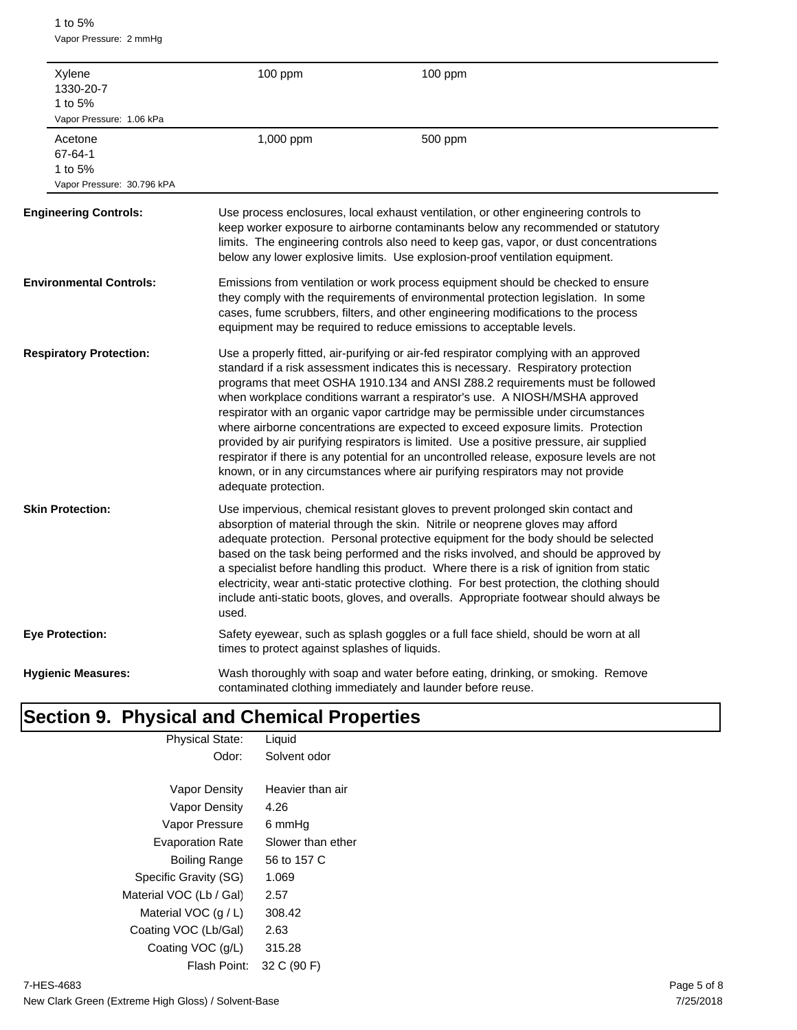1 to 5%
Vapor Pressure: 2 mmHg

| | | |
|---|---|---|
| Xylene<br>1330-20-7<br>1 to 5%<br>Vapor Pressure: 1.06 kPa | 100 ppm | 100 ppm |
| Acetone<br>67-64-1<br>1 to 5%<br>Vapor Pressure: 30.796 kPA | 1,000 ppm | 500 ppm |

**Engineering Controls:** Use process enclosures, local exhaust ventilation, or other engineering controls to keep worker exposure to airborne contaminants below any recommended or statutory limits. The engineering controls also need to keep gas, vapor, or dust concentrations below any lower explosive limits. Use explosion-proof ventilation equipment.

**Environmental Controls:** Emissions from ventilation or work process equipment should be checked to ensure they comply with the requirements of environmental protection legislation. In some cases, fume scrubbers, filters, and other engineering modifications to the process equipment may be required to reduce emissions to acceptable levels.

**Respiratory Protection:** Use a properly fitted, air-purifying or air-fed respirator complying with an approved standard if a risk assessment indicates this is necessary. Respiratory protection programs that meet OSHA 1910.134 and ANSI Z88.2 requirements must be followed when workplace conditions warrant a respirator's use. A NIOSH/MSHA approved respirator with an organic vapor cartridge may be permissible under circumstances where airborne concentrations are expected to exceed exposure limits. Protection provided by air purifying respirators is limited. Use a positive pressure, air supplied respirator if there is any potential for an uncontrolled release, exposure levels are not known, or in any circumstances where air purifying respirators may not provide adequate protection.

**Skin Protection:** Use impervious, chemical resistant gloves to prevent prolonged skin contact and absorption of material through the skin. Nitrile or neoprene gloves may afford adequate protection. Personal protective equipment for the body should be selected based on the task being performed and the risks involved, and should be approved by a specialist before handling this product. Where there is a risk of ignition from static electricity, wear anti-static protective clothing. For best protection, the clothing should include anti-static boots, gloves, and overalls. Appropriate footwear should always be used.

**Eye Protection:** Safety eyewear, such as splash goggles or a full face shield, should be worn at all times to protect against splashes of liquids.

**Hygienic Measures:** Wash thoroughly with soap and water before eating, drinking, or smoking. Remove contaminated clothing immediately and launder before reuse.

# Section 9. Physical and Chemical Properties

| | |
|---|---|
| Physical State: | Liquid |
| Odor: | Solvent odor |
| Vapor Density | Heavier than air |
| Vapor Density | 4.26 |
| Vapor Pressure | 6 mmHg |
| Evaporation Rate | Slower than ether |
| Boiling Range | 56 to 157 C |
| Specific Gravity (SG) | 1.069 |
| Material VOC (Lb / Gal) | 2.57 |
| Material VOC (g / L) | 308.42 |
| Coating VOC (Lb/Gal) | 2.63 |
| Coating VOC (g/L) | 315.28 |
| Flash Point: | 32 C (90 F) |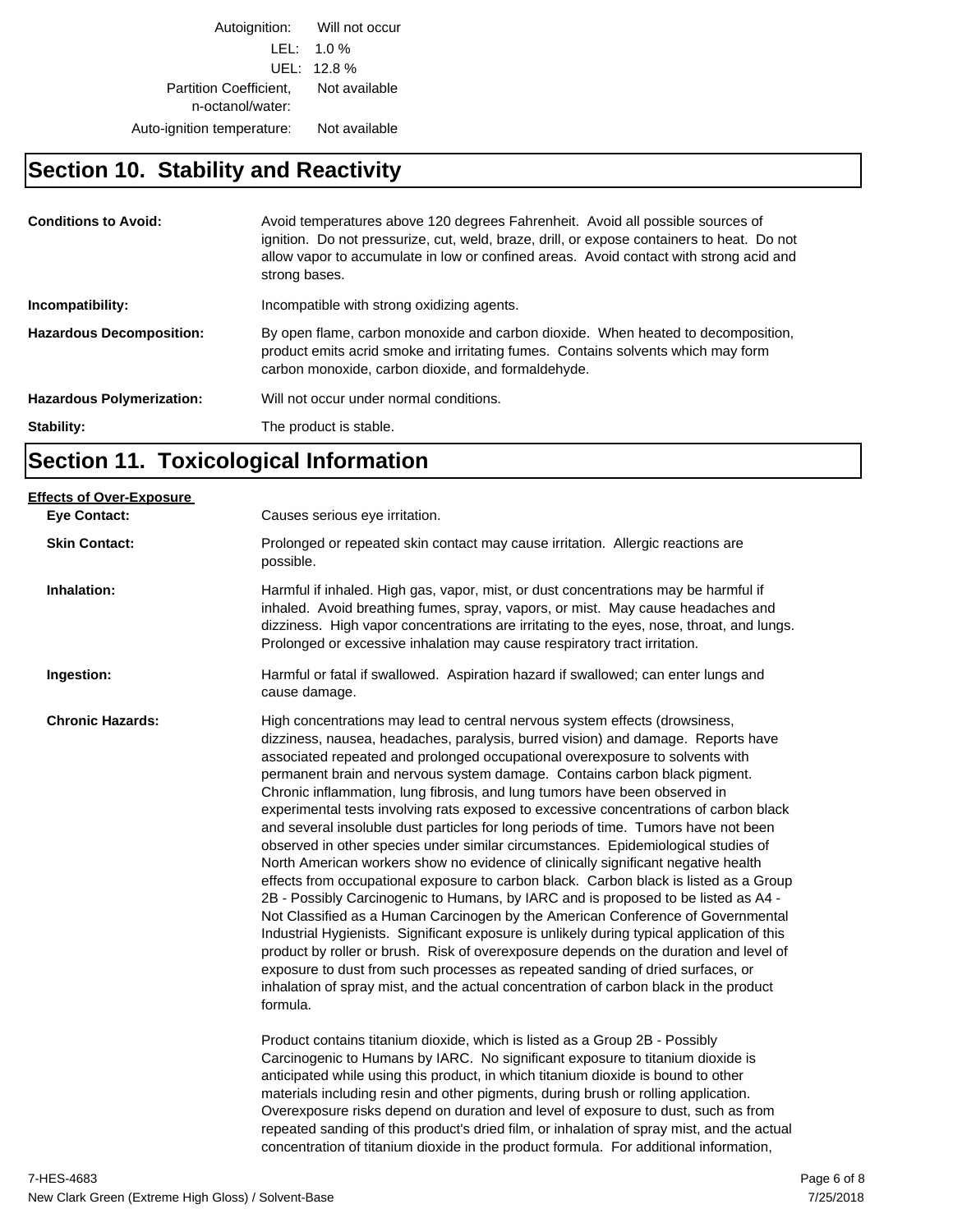| | |
|---|---|
| Autoignition: | Will not occur |
| LEL: | 1.0 % |
| UEL: | 12.8 % |
| Partition Coefficient, n-octanol/water: | Not available |
| Auto-ignition temperature: | Not available |

## Section 10. Stability and Reactivity

**Conditions to Avoid:** Avoid temperatures above 120 degrees Fahrenheit. Avoid all possible sources of ignition. Do not pressurize, cut, weld, braze, drill, or expose containers to heat. Do not allow vapor to accumulate in low or confined areas. Avoid contact with strong acid and strong bases.

**Incompatibility:** Incompatible with strong oxidizing agents.

**Hazardous Decomposition:** By open flame, carbon monoxide and carbon dioxide. When heated to decomposition, product emits acrid smoke and irritating fumes. Contains solvents which may form carbon monoxide, carbon dioxide, and formaldehyde.

**Hazardous Polymerization:** Will not occur under normal conditions.

**Stability:** The product is stable.

## Section 11. Toxicological Information

**Effects of Over-Exposure**

**Eye Contact:** Causes serious eye irritation.

**Skin Contact:** Prolonged or repeated skin contact may cause irritation. Allergic reactions are possible.

**Inhalation:** Harmful if inhaled. High gas, vapor, mist, or dust concentrations may be harmful if inhaled. Avoid breathing fumes, spray, vapors, or mist. May cause headaches and dizziness. High vapor concentrations are irritating to the eyes, nose, throat, and lungs. Prolonged or excessive inhalation may cause respiratory tract irritation.

**Ingestion:** Harmful or fatal if swallowed. Aspiration hazard if swallowed; can enter lungs and cause damage.

**Chronic Hazards:** High concentrations may lead to central nervous system effects (drowsiness, dizziness, nausea, headaches, paralysis, burred vision) and damage. Reports have associated repeated and prolonged occupational overexposure to solvents with permanent brain and nervous system damage. Contains carbon black pigment. Chronic inflammation, lung fibrosis, and lung tumors have been observed in experimental tests involving rats exposed to excessive concentrations of carbon black and several insoluble dust particles for long periods of time. Tumors have not been observed in other species under similar circumstances. Epidemiological studies of North American workers show no evidence of clinically significant negative health effects from occupational exposure to carbon black. Carbon black is listed as a Group 2B - Possibly Carcinogenic to Humans, by IARC and is proposed to be listed as A4 - Not Classified as a Human Carcinogen by the American Conference of Governmental Industrial Hygienists. Significant exposure is unlikely during typical application of this product by roller or brush. Risk of overexposure depends on the duration and level of exposure to dust from such processes as repeated sanding of dried surfaces, or inhalation of spray mist, and the actual concentration of carbon black in the product formula.

Product contains titanium dioxide, which is listed as a Group 2B - Possibly Carcinogenic to Humans by IARC. No significant exposure to titanium dioxide is anticipated while using this product, in which titanium dioxide is bound to other materials including resin and other pigments, during brush or rolling application. Overexposure risks depend on duration and level of exposure to dust, such as from repeated sanding of this product's dried film, or inhalation of spray mist, and the actual concentration of titanium dioxide in the product formula. For additional information,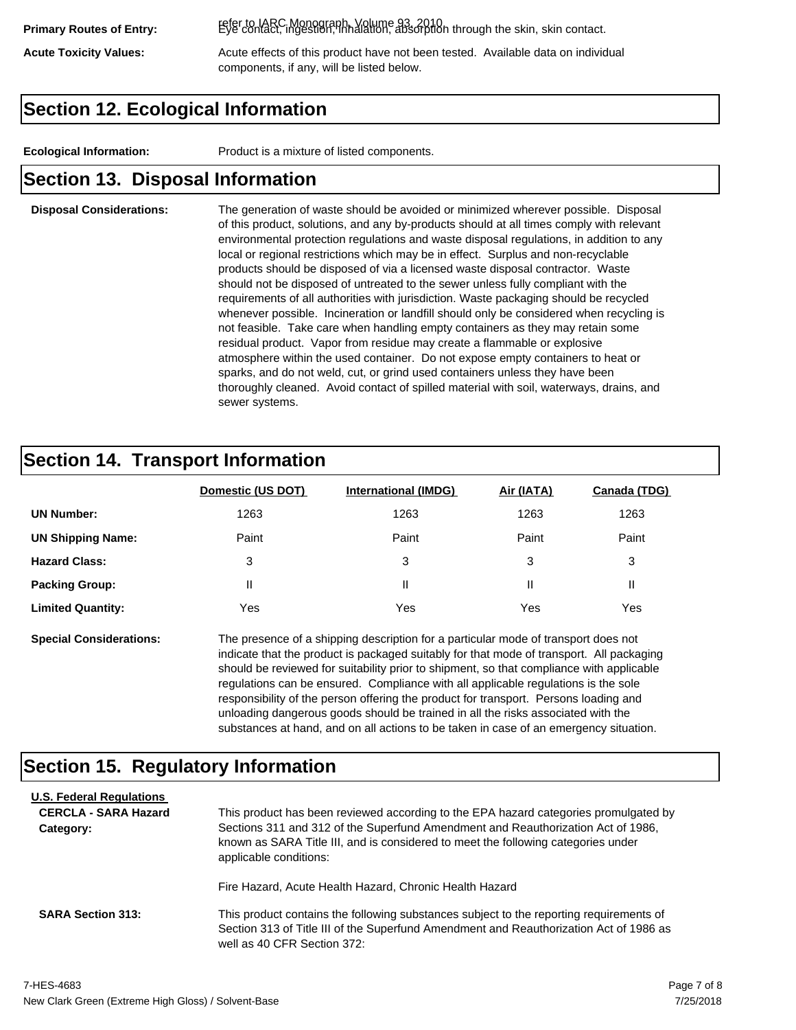refer to IARC Monograph, Volume 93, 2010

**Primary Routes of Entry:** Eye contact, ingestion, inhalation, absorption through the skin, skin contact.

**Acute Toxicity Values:** Acute effects of this product have not been tested. Available data on individual components, if any, will be listed below.

## Section 12. Ecological Information

**Ecological Information:** Product is a mixture of listed components.

## Section 13. Disposal Information

**Disposal Considerations:** The generation of waste should be avoided or minimized wherever possible. Disposal of this product, solutions, and any by-products should at all times comply with relevant environmental protection regulations and waste disposal regulations, in addition to any local or regional restrictions which may be in effect. Surplus and non-recyclable products should be disposed of via a licensed waste disposal contractor. Waste should not be disposed of untreated to the sewer unless fully compliant with the requirements of all authorities with jurisdiction. Waste packaging should be recycled whenever possible. Incineration or landfill should only be considered when recycling is not feasible. Take care when handling empty containers as they may retain some residual product. Vapor from residue may create a flammable or explosive atmosphere within the used container. Do not expose empty containers to heat or sparks, and do not weld, cut, or grind used containers unless they have been thoroughly cleaned. Avoid contact of spilled material with soil, waterways, drains, and sewer systems.

## Section 14. Transport Information

| | Domestic (US DOT) | International (IMDG) | Air (IATA) | Canada (TDG) |
|---|---|---|---|---|
| **UN Number:** | 1263 | 1263 | 1263 | 1263 |
| **UN Shipping Name:** | Paint | Paint | Paint | Paint |
| **Hazard Class:** | 3 | 3 | 3 | 3 |
| **Packing Group:** | II | II | II | II |
| **Limited Quantity:** | Yes | Yes | Yes | Yes |

**Special Considerations:** The presence of a shipping description for a particular mode of transport does not indicate that the product is packaged suitably for that mode of transport. All packaging should be reviewed for suitability prior to shipment, so that compliance with applicable regulations can be ensured. Compliance with all applicable regulations is the sole responsibility of the person offering the product for transport. Persons loading and unloading dangerous goods should be trained in all the risks associated with the substances at hand, and on all actions to be taken in case of an emergency situation.

## Section 15. Regulatory Information

**U.S. Federal Regulations**

**CERCLA - SARA Hazard Category:** This product has been reviewed according to the EPA hazard categories promulgated by Sections 311 and 312 of the Superfund Amendment and Reauthorization Act of 1986, known as SARA Title III, and is considered to meet the following categories under applicable conditions:

Fire Hazard, Acute Health Hazard, Chronic Health Hazard

**SARA Section 313:** This product contains the following substances subject to the reporting requirements of Section 313 of Title III of the Superfund Amendment and Reauthorization Act of 1986 as well as 40 CFR Section 372:

7-HES-4683

New Clark Green (Extreme High Gloss) / Solvent-Base

7/25/2018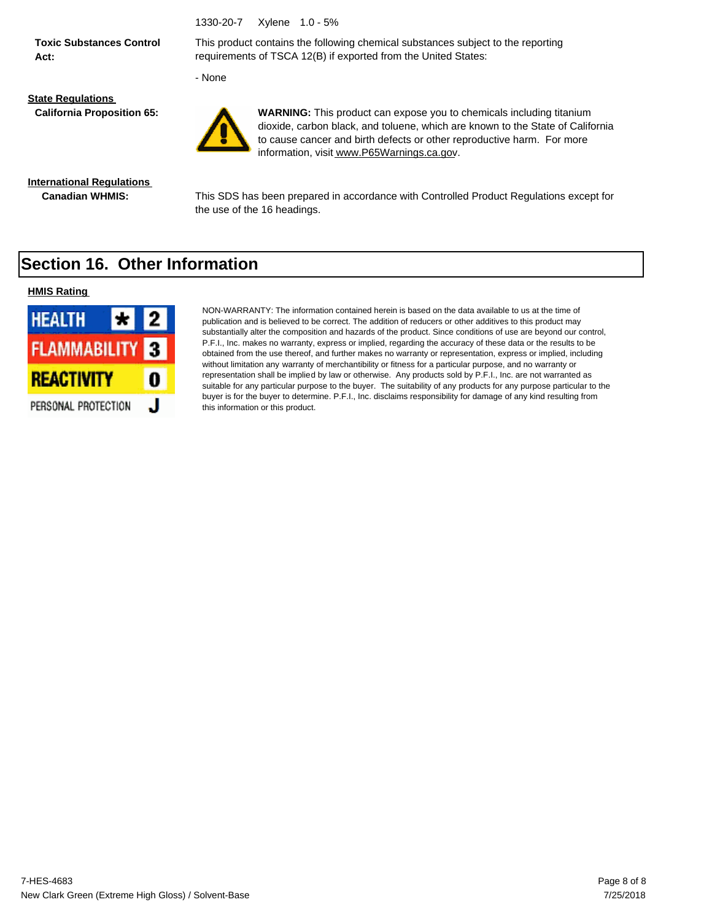1330-20-7 Xylene 1.0 - 5%

**Toxic Substances Control Act:** This product contains the following chemical substances subject to the reporting requirements of TSCA 12(B) if exported from the United States:

- None

**State Regulations**

**California Proposition 65:** **WARNING:** This product can expose you to chemicals including titanium dioxide, carbon black, and toluene, which are known to the State of California to cause cancer and birth defects or other reproductive harm. For more information, visit www.P65Warnings.ca.gov.

**International Regulations**

**Canadian WHMIS:** This SDS has been prepared in accordance with Controlled Product Regulations except for the use of the 16 headings.

## Section 16. Other Information

**HMIS Rating**

| | | |
|---|---|---|
| HEALTH | * | 2 |
| FLAMMABILITY | | 3 |
| REACTIVITY | | 0 |
| PERSONAL PROTECTION | | J |

NON-WARRANTY: The information contained herein is based on the data available to us at the time of publication and is believed to be correct. The addition of reducers or other additives to this product may substantially alter the composition and hazards of the product. Since conditions of use are beyond our control, P.F.I., Inc. makes no warranty, express or implied, regarding the accuracy of these data or the results to be obtained from the use thereof, and further makes no warranty or representation, express or implied, including without limitation any warranty of merchantability or fitness for a particular purpose, and no warranty or representation shall be implied by law or otherwise. Any products sold by P.F.I., Inc. are not warranted as suitable for any particular purpose to the buyer. The suitability of any products for any purpose particular to the buyer is for the buyer to determine. P.F.I., Inc. disclaims responsibility for damage of any kind resulting from this information or this product.